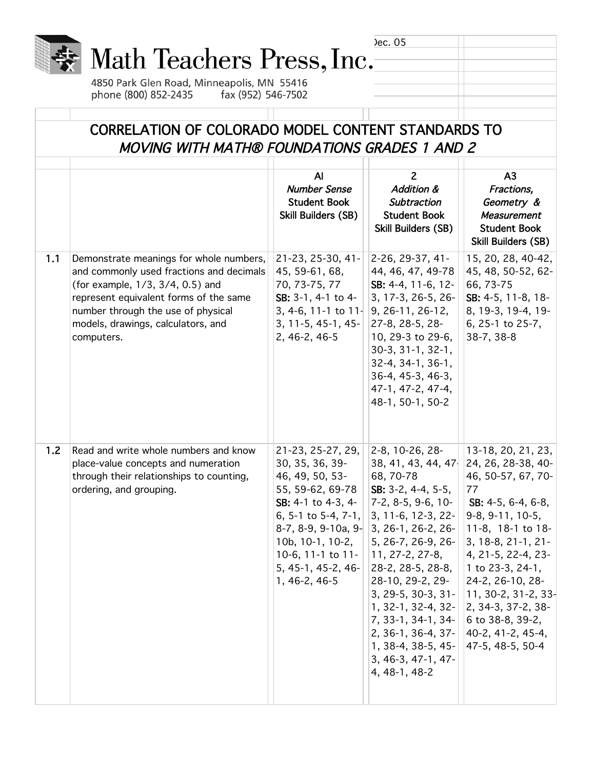# Math Teachers Press, Inc.

4850 Park Glen Road, Minneapolis, MN 55416
phone (800) 852-2435 fax (952) 546-7502

Dec. 05

## CORRELATION OF COLORADO MODEL CONTENT STANDARDS TO *MOVING WITH MATH® FOUNDATIONS GRADES 1 AND 2*

| | | AI *Number Sense* Student Book Skill Builders (SB) | 2 *Addition & Subtraction* Student Book Skill Builders (SB) | A3 *Fractions, Geometry & Measurement* Student Book Skill Builders (SB) |
|---|---|---|---|---|
| 1.1 | Demonstrate meanings for whole numbers, and commonly used fractions and decimals (for example, 1/3, 3/4, 0.5) and represent equivalent forms of the same number through the use of physical models, drawings, calculators, and computers. | 21-23, 25-30, 41-45, 59-61, 68, 70, 73-75, 77 **SB:** 3-1, 4-1 to 4-3, 4-6, 11-1 to 11-3, 11-5, 45-1, 45-2, 46-2, 46-5 | 2-26, 29-37, 41-44, 46, 47, 49-78 **SB:** 4-4, 11-6, 12-3, 17-3, 26-5, 26-9, 26-11, 26-12, 27-8, 28-5, 28-10, 29-3 to 29-6, 30-3, 31-1, 32-1, 32-4, 34-1, 36-1, 36-4, 45-3, 46-3, 47-1, 47-2, 47-4, 48-1, 50-1, 50-2 | 15, 20, 28, 40-42, 45, 48, 50-52, 62-66, 73-75 **SB:** 4-5, 11-8, 18-8, 19-3, 19-4, 19-6, 25-1 to 25-7, 38-7, 38-8 |
| 1.2 | Read and write whole numbers and know place-value concepts and numeration through their relationships to counting, ordering, and grouping. | 21-23, 25-27, 29, 30, 35, 36, 39-46, 49, 50, 53-55, 59-62, 69-78 **SB:** 4-1 to 4-3, 4-6, 5-1 to 5-4, 7-1, 8-7, 8-9, 9-10a, 9-10b, 10-1, 10-2, 10-6, 11-1 to 11-5, 45-1, 45-2, 46-1, 46-2, 46-5 | 2-8, 10-26, 28-38, 41, 43, 44, 47-68, 70-78 **SB:** 3-2, 4-4, 5-5, 7-2, 8-5, 9-6, 10-3, 11-6, 12-3, 22-3, 26-1, 26-2, 26-5, 26-7, 26-9, 26-11, 27-2, 27-8, 28-2, 28-5, 28-8, 28-10, 29-2, 29-3, 29-5, 30-3, 31-1, 32-1, 32-4, 32-7, 33-1, 34-1, 34-2, 36-1, 36-4, 37-1, 38-4, 38-5, 45-3, 46-3, 47-1, 47-4, 48-1, 48-2 | 13-18, 20, 21, 23, 24, 26, 28-38, 40-46, 50-57, 67, 70-77 **SB:** 4-5, 6-4, 6-8, 9-8, 9-11, 10-5, 11-8, 18-1 to 18-3, 18-8, 21-1, 21-4, 21-5, 22-4, 23-1 to 23-3, 24-1, 24-2, 26-10, 28-11, 30-2, 31-2, 33-2, 34-3, 37-2, 38-6 to 38-8, 39-2, 40-2, 41-2, 45-4, 47-5, 48-5, 50-4 |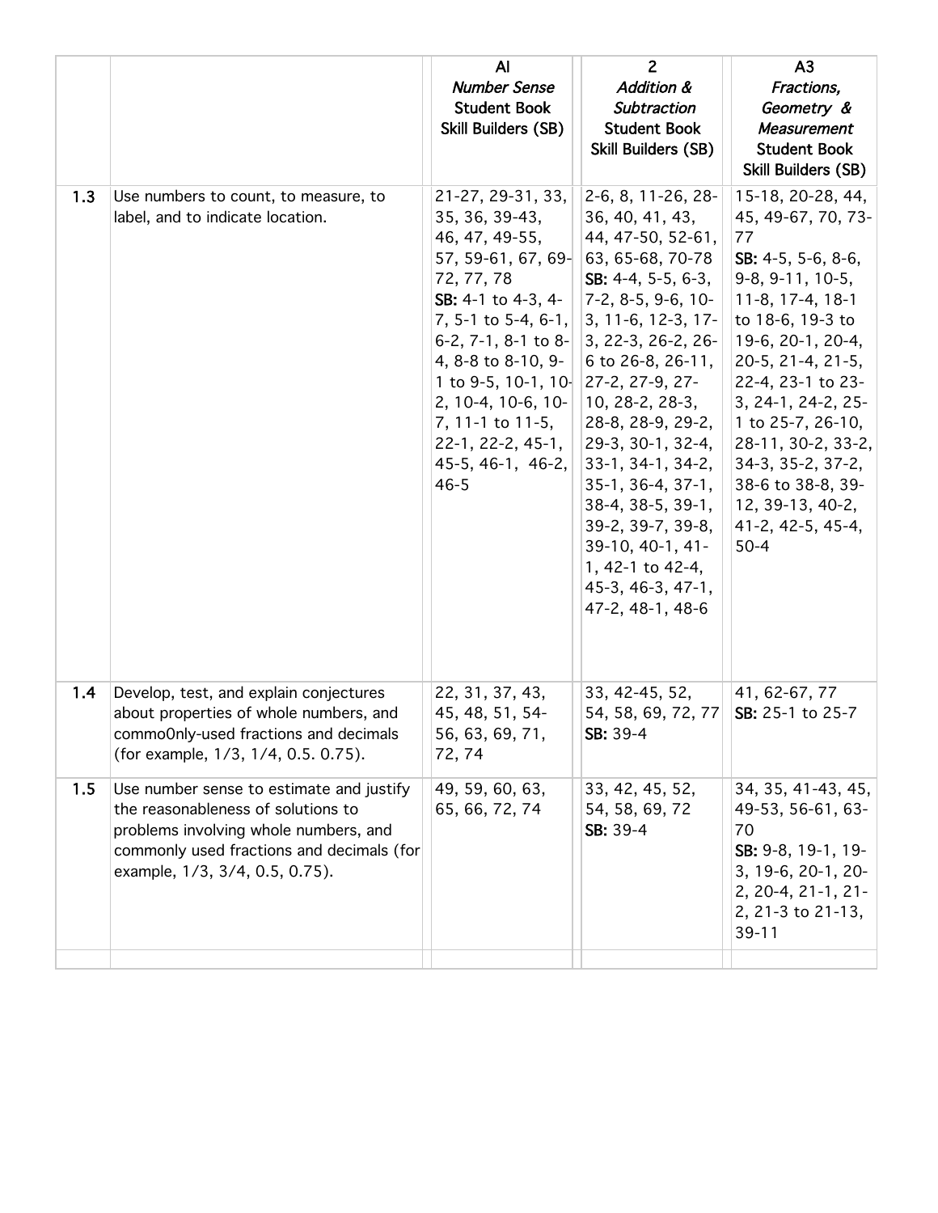| | | AI *Number Sense* Student Book Skill Builders (SB) | 2 *Addition & Subtraction* Student Book Skill Builders (SB) | A3 *Fractions, Geometry & Measurement* Student Book Skill Builders (SB) |
|---|---|---|---|---|
| 1.3 | Use numbers to count, to measure, to label, and to indicate location. | 21-27, 29-31, 33, 35, 36, 39-43, 46, 47, 49-55, 57, 59-61, 67, 69-72, 77, 78 **SB:** 4-1 to 4-3, 4-7, 5-1 to 5-4, 6-1, 6-2, 7-1, 8-1 to 8-4, 8-8 to 8-10, 9-1 to 9-5, 10-1, 10-2, 10-4, 10-6, 10-7, 11-1 to 11-5, 22-1, 22-2, 45-1, 45-5, 46-1, 46-2, 46-5 | 2-6, 8, 11-26, 28-36, 40, 41, 43, 44, 47-50, 52-61, 63, 65-68, 70-78 **SB:** 4-4, 5-5, 6-3, 7-2, 8-5, 9-6, 10-3, 11-6, 12-3, 17-3, 22-3, 26-2, 26-6 to 26-8, 26-11, 27-2, 27-9, 27-10, 28-2, 28-3, 28-8, 28-9, 29-2, 29-3, 30-1, 32-4, 33-1, 34-1, 34-2, 35-1, 36-4, 37-1, 38-4, 38-5, 39-1, 39-2, 39-7, 39-8, 39-10, 40-1, 41-1, 42-1 to 42-4, 45-3, 46-3, 47-1, 47-2, 48-1, 48-6 | 15-18, 20-28, 44, 45, 49-67, 70, 73-77 **SB:** 4-5, 5-6, 8-6, 9-8, 9-11, 10-5, 11-8, 17-4, 18-1 to 18-6, 19-3 to 19-6, 20-1, 20-4, 20-5, 21-4, 21-5, 22-4, 23-1 to 23-3, 24-1, 24-2, 25-1 to 25-7, 26-10, 28-11, 30-2, 33-2, 34-3, 35-2, 37-2, 38-6 to 38-8, 39-12, 39-13, 40-2, 41-2, 42-5, 45-4, 50-4 |
| 1.4 | Develop, test, and explain conjectures about properties of whole numbers, and commo0nly-used fractions and decimals (for example, 1/3, 1/4, 0.5. 0.75). | 22, 31, 37, 43, 45, 48, 51, 54-56, 63, 69, 71, 72, 74 | 33, 42-45, 52, 54, 58, 69, 72, 77 **SB:** 39-4 | 41, 62-67, 77 **SB:** 25-1 to 25-7 |
| 1.5 | Use number sense to estimate and justify the reasonableness of solutions to problems involving whole numbers, and commonly used fractions and decimals (for example, 1/3, 3/4, 0.5, 0.75). | 49, 59, 60, 63, 65, 66, 72, 74 | 33, 42, 45, 52, 54, 58, 69, 72 **SB:** 39-4 | 34, 35, 41-43, 45, 49-53, 56-61, 63-70 **SB:** 9-8, 19-1, 19-3, 19-6, 20-1, 20-2, 20-4, 21-1, 21-2, 21-3 to 21-13, 39-11 |
| | | | | |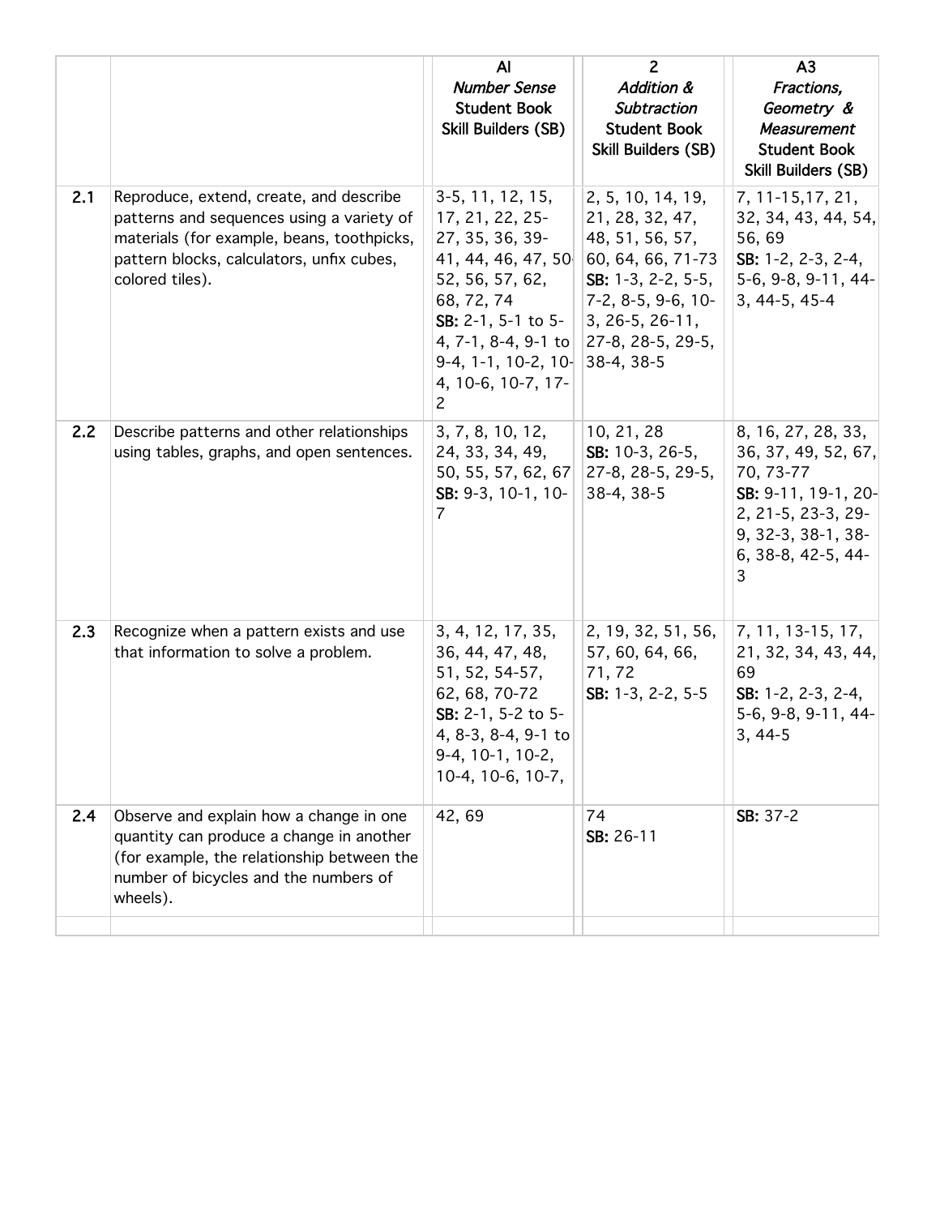| | | AI *Number Sense* Student Book Skill Builders (SB) | 2 *Addition & Subtraction* Student Book Skill Builders (SB) | A3 *Fractions, Geometry & Measurement* Student Book Skill Builders (SB) |
|---|---|---|---|---|
| 2.1 | Reproduce, extend, create, and describe patterns and sequences using a variety of materials (for example, beans, toothpicks, pattern blocks, calculators, unfix cubes, colored tiles). | 3-5, 11, 12, 15, 17, 21, 22, 25-27, 35, 36, 39-41, 44, 46, 47, 50-52, 56, 57, 62, 68, 72, 74 **SB:** 2-1, 5-1 to 5-4, 7-1, 8-4, 9-1 to 9-4, 1-1, 10-2, 10-4, 10-6, 10-7, 17-2 | 2, 5, 10, 14, 19, 21, 28, 32, 47, 48, 51, 56, 57, 60, 64, 66, 71-73 **SB:** 1-3, 2-2, 5-5, 7-2, 8-5, 9-6, 10-3, 26-5, 26-11, 27-8, 28-5, 29-5, 38-4, 38-5 | 7, 11-15,17, 21, 32, 34, 43, 44, 54, 56, 69 **SB:** 1-2, 2-3, 2-4, 5-6, 9-8, 9-11, 44-3, 44-5, 45-4 |
| 2.2 | Describe patterns and other relationships using tables, graphs, and open sentences. | 3, 7, 8, 10, 12, 24, 33, 34, 49, 50, 55, 57, 62, 67 **SB:** 9-3, 10-1, 10-7 | 10, 21, 28 **SB:** 10-3, 26-5, 27-8, 28-5, 29-5, 38-4, 38-5 | 8, 16, 27, 28, 33, 36, 37, 49, 52, 67, 70, 73-77 **SB:** 9-11, 19-1, 20-2, 21-5, 23-3, 29-9, 32-3, 38-1, 38-6, 38-8, 42-5, 44-3 |
| 2.3 | Recognize when a pattern exists and use that information to solve a problem. | 3, 4, 12, 17, 35, 36, 44, 47, 48, 51, 52, 54-57, 62, 68, 70-72 **SB:** 2-1, 5-2 to 5-4, 8-3, 8-4, 9-1 to 9-4, 10-1, 10-2, 10-4, 10-6, 10-7, | 2, 19, 32, 51, 56, 57, 60, 64, 66, 71, 72 **SB:** 1-3, 2-2, 5-5 | 7, 11, 13-15, 17, 21, 32, 34, 43, 44, 69 **SB:** 1-2, 2-3, 2-4, 5-6, 9-8, 9-11, 44-3, 44-5 |
| 2.4 | Observe and explain how a change in one quantity can produce a change in another (for example, the relationship between the number of bicycles and the numbers of wheels). | 42, 69 | 74 **SB:** 26-11 | **SB:** 37-2 |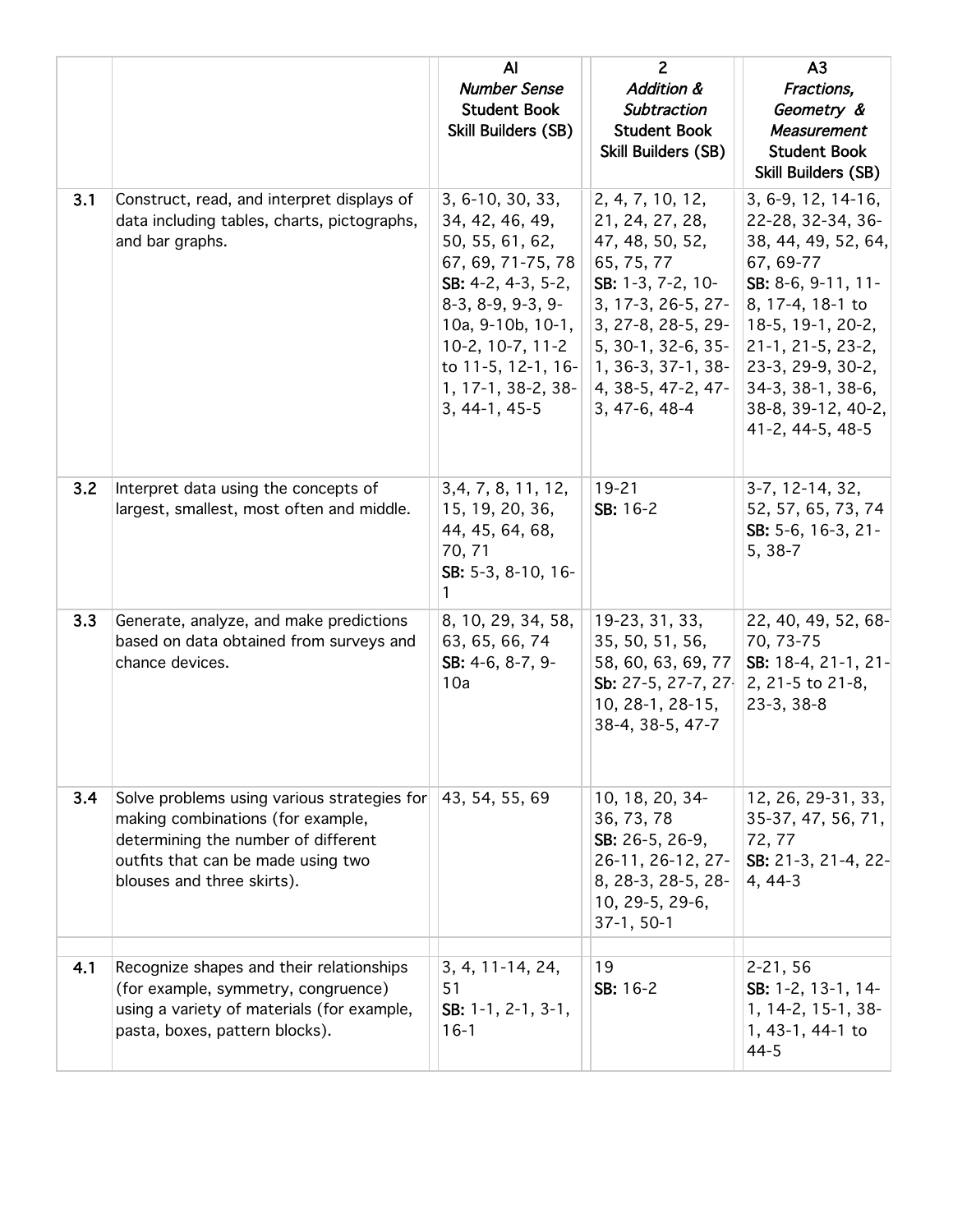| | | AI *Number Sense* Student Book Skill Builders (SB) | 2 *Addition & Subtraction* Student Book Skill Builders (SB) | A3 *Fractions, Geometry & Measurement* Student Book Skill Builders (SB) |
|---|---|---|---|---|
| **3.1** | Construct, read, and interpret displays of data including tables, charts, pictographs, and bar graphs. | 3, 6-10, 30, 33, 34, 42, 46, 49, 50, 55, 61, 62, 67, 69, 71-75, 78 **SB:** 4-2, 4-3, 5-2, 8-3, 8-9, 9-3, 9-10a, 9-10b, 10-1, 10-2, 10-7, 11-2 to 11-5, 12-1, 16-1, 17-1, 38-2, 38-3, 44-1, 45-5 | 2, 4, 7, 10, 12, 21, 24, 27, 28, 47, 48, 50, 52, 65, 75, 77 **SB:** 1-3, 7-2, 10-3, 17-3, 26-5, 27-3, 27-8, 28-5, 29-5, 30-1, 32-6, 35-1, 36-3, 37-1, 38-4, 38-5, 47-2, 47-3, 47-6, 48-4 | 3, 6-9, 12, 14-16, 22-28, 32-34, 36-38, 44, 49, 52, 64, 67, 69-77 **SB:** 8-6, 9-11, 11-8, 17-4, 18-1 to 18-5, 19-1, 20-2, 21-1, 21-5, 23-2, 23-3, 29-9, 30-2, 34-3, 38-1, 38-6, 38-8, 39-12, 40-2, 41-2, 44-5, 48-5 |
| **3.2** | Interpret data using the concepts of largest, smallest, most often and middle. | 3,4, 7, 8, 11, 12, 15, 19, 20, 36, 44, 45, 64, 68, 70, 71 **SB:** 5-3, 8-10, 16-1 | 19-21 **SB:** 16-2 | 3-7, 12-14, 32, 52, 57, 65, 73, 74 **SB:** 5-6, 16-3, 21-5, 38-7 |
| **3.3** | Generate, analyze, and make predictions based on data obtained from surveys and chance devices. | 8, 10, 29, 34, 58, 63, 65, 66, 74 **SB:** 4-6, 8-7, 9-10a | 19-23, 31, 33, 35, 50, 51, 56, 58, 60, 63, 69, 77 **Sb:** 27-5, 27-7, 27-10, 28-1, 28-15, 38-4, 38-5, 47-7 | 22, 40, 49, 52, 68-70, 73-75 **SB:** 18-4, 21-1, 21-2, 21-5 to 21-8, 23-3, 38-8 |
| **3.4** | Solve problems using various strategies for making combinations (for example, determining the number of different outfits that can be made using two blouses and three skirts). | 43, 54, 55, 69 | 10, 18, 20, 34-36, 73, 78 **SB:** 26-5, 26-9, 26-11, 26-12, 27-8, 28-3, 28-5, 28-10, 29-5, 29-6, 37-1, 50-1 | 12, 26, 29-31, 33, 35-37, 47, 56, 71, 72, 77 **SB:** 21-3, 21-4, 22-4, 44-3 |
| | | | | |
| **4.1** | Recognize shapes and their relationships (for example, symmetry, congruence) using a variety of materials (for example, pasta, boxes, pattern blocks). | 3, 4, 11-14, 24, 51 **SB:** 1-1, 2-1, 3-1, 16-1 | 19 **SB:** 16-2 | 2-21, 56 **SB:** 1-2, 13-1, 14-1, 14-2, 15-1, 38-1, 43-1, 44-1 to 44-5 |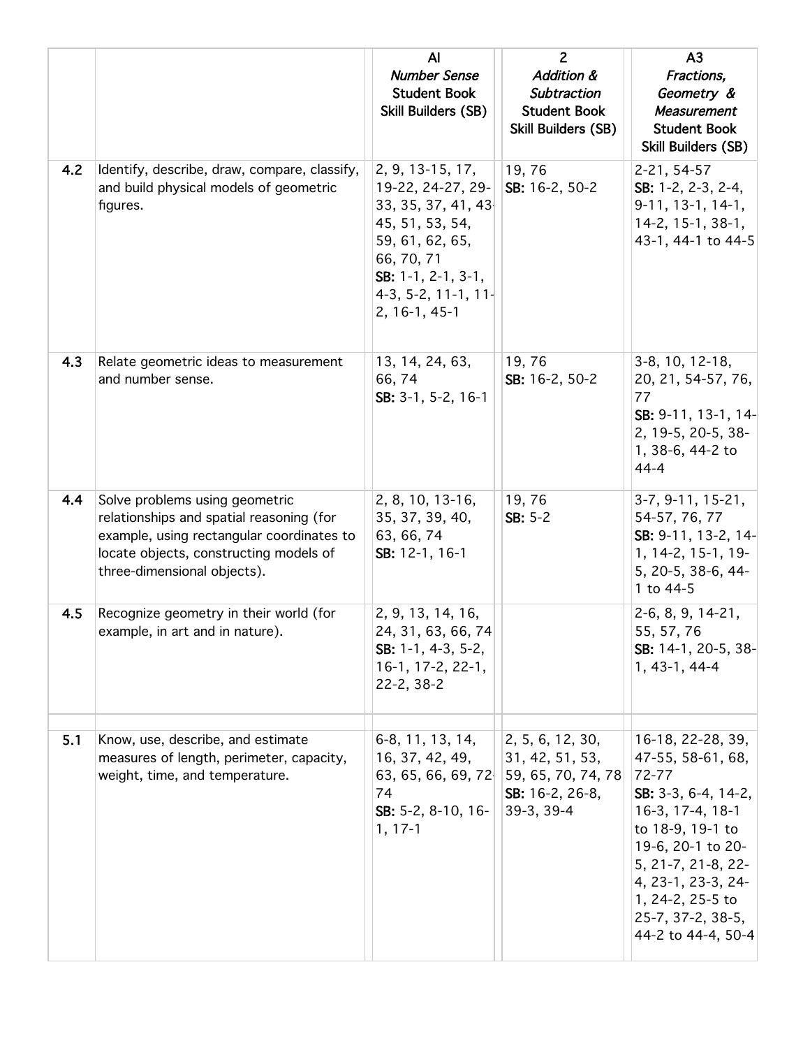| | | AI *Number Sense* Student Book Skill Builders (SB) | 2 *Addition & Subtraction* Student Book Skill Builders (SB) | A3 *Fractions, Geometry & Measurement* Student Book Skill Builders (SB) |
|---|---|---|---|---|
| 4.2 | Identify, describe, draw, compare, classify, and build physical models of geometric figures. | 2, 9, 13-15, 17, 19-22, 24-27, 29-33, 35, 37, 41, 43-45, 51, 53, 54, 59, 61, 62, 65, 66, 70, 71 **SB:** 1-1, 2-1, 3-1, 4-3, 5-2, 11-1, 11-2, 16-1, 45-1 | 19, 76 **SB:** 16-2, 50-2 | 2-21, 54-57 **SB:** 1-2, 2-3, 2-4, 9-11, 13-1, 14-1, 14-2, 15-1, 38-1, 43-1, 44-1 to 44-5 |
| 4.3 | Relate geometric ideas to measurement and number sense. | 13, 14, 24, 63, 66, 74 **SB:** 3-1, 5-2, 16-1 | 19, 76 **SB:** 16-2, 50-2 | 3-8, 10, 12-18, 20, 21, 54-57, 76, 77 **SB:** 9-11, 13-1, 14-2, 19-5, 20-5, 38-1, 38-6, 44-2 to 44-4 |
| 4.4 | Solve problems using geometric relationships and spatial reasoning (for example, using rectangular coordinates to locate objects, constructing models of three-dimensional objects). | 2, 8, 10, 13-16, 35, 37, 39, 40, 63, 66, 74 **SB:** 12-1, 16-1 | 19, 76 **SB:** 5-2 | 3-7, 9-11, 15-21, 54-57, 76, 77 **SB:** 9-11, 13-2, 14-1, 14-2, 15-1, 19-5, 20-5, 38-6, 44-1 to 44-5 |
| 4.5 | Recognize geometry in their world (for example, in art and in nature). | 2, 9, 13, 14, 16, 24, 31, 63, 66, 74 **SB:** 1-1, 4-3, 5-2, 16-1, 17-2, 22-1, 22-2, 38-2 | | 2-6, 8, 9, 14-21, 55, 57, 76 **SB:** 14-1, 20-5, 38-1, 43-1, 44-4 |
| | | | | |
| 5.1 | Know, use, describe, and estimate measures of length, perimeter, capacity, weight, time, and temperature. | 6-8, 11, 13, 14, 16, 37, 42, 49, 63, 65, 66, 69, 72-74 **SB:** 5-2, 8-10, 16-1, 17-1 | 2, 5, 6, 12, 30, 31, 42, 51, 53, 59, 65, 70, 74, 78 **SB:** 16-2, 26-8, 39-3, 39-4 | 16-18, 22-28, 39, 47-55, 58-61, 68, 72-77 **SB:** 3-3, 6-4, 14-2, 16-3, 17-4, 18-1 to 18-9, 19-1 to 19-6, 20-1 to 20-5, 21-7, 21-8, 22-4, 23-1, 23-3, 24-1, 24-2, 25-5 to 25-7, 37-2, 38-5, 44-2 to 44-4, 50-4 |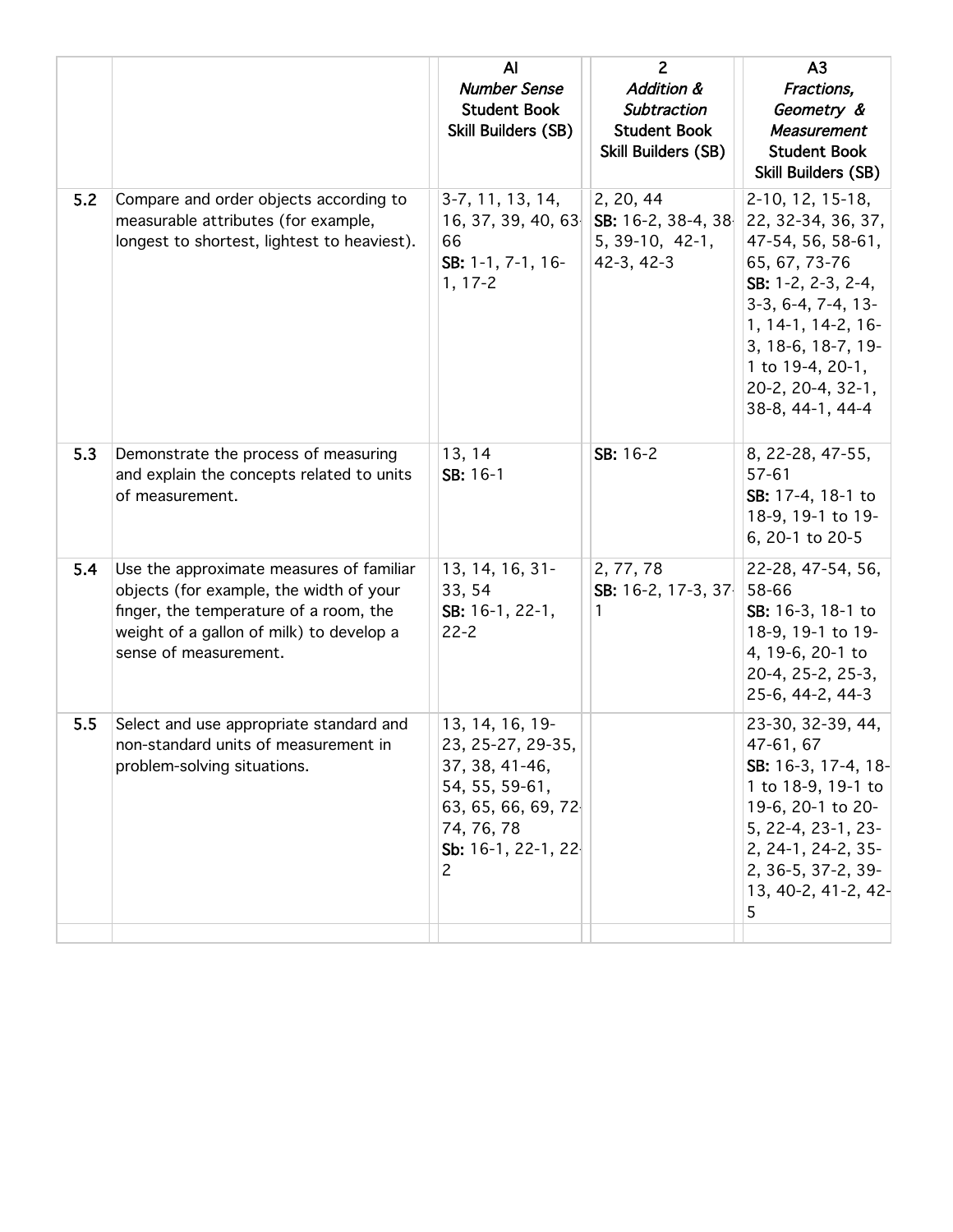| | | AI *Number Sense* Student Book Skill Builders (SB) | 2 *Addition & Subtraction* Student Book Skill Builders (SB) | A3 *Fractions, Geometry & Measurement* Student Book Skill Builders (SB) |
|---|---|---|---|---|
| **5.2** | Compare and order objects according to measurable attributes (for example, longest to shortest, lightest to heaviest). | 3-7, 11, 13, 14, 16, 37, 39, 40, 63-66 **SB:** 1-1, 7-1, 16-1, 17-2 | 2, 20, 44 **SB:** 16-2, 38-4, 38-5, 39-10, 42-1, 42-3, 42-3 | 2-10, 12, 15-18, 22, 32-34, 36, 37, 47-54, 56, 58-61, 65, 67, 73-76 **SB:** 1-2, 2-3, 2-4, 3-3, 6-4, 7-4, 13-1, 14-1, 14-2, 16-3, 18-6, 18-7, 19-1 to 19-4, 20-1, 20-2, 20-4, 32-1, 38-8, 44-1, 44-4 |
| **5.3** | Demonstrate the process of measuring and explain the concepts related to units of measurement. | 13, 14 **SB:** 16-1 | **SB:** 16-2 | 8, 22-28, 47-55, 57-61 **SB:** 17-4, 18-1 to 18-9, 19-1 to 19-6, 20-1 to 20-5 |
| **5.4** | Use the approximate measures of familiar objects (for example, the width of your finger, the temperature of a room, the weight of a gallon of milk) to develop a sense of measurement. | 13, 14, 16, 31-33, 54 **SB:** 16-1, 22-1, 22-2 | 2, 77, 78 **SB:** 16-2, 17-3, 37-1 | 22-28, 47-54, 56, 58-66 **SB:** 16-3, 18-1 to 18-9, 19-1 to 19-4, 19-6, 20-1 to 20-4, 25-2, 25-3, 25-6, 44-2, 44-3 |
| **5.5** | Select and use appropriate standard and non-standard units of measurement in problem-solving situations. | 13, 14, 16, 19-23, 25-27, 29-35, 37, 38, 41-46, 54, 55, 59-61, 63, 65, 66, 69, 72-74, 76, 78 **Sb:** 16-1, 22-1, 22-2 | | 23-30, 32-39, 44, 47-61, 67 **SB:** 16-3, 17-4, 18-1 to 18-9, 19-1 to 19-6, 20-1 to 20-5, 22-4, 23-1, 23-2, 24-1, 24-2, 35-2, 36-5, 37-2, 39-13, 40-2, 41-2, 42-5 |
| | | | | |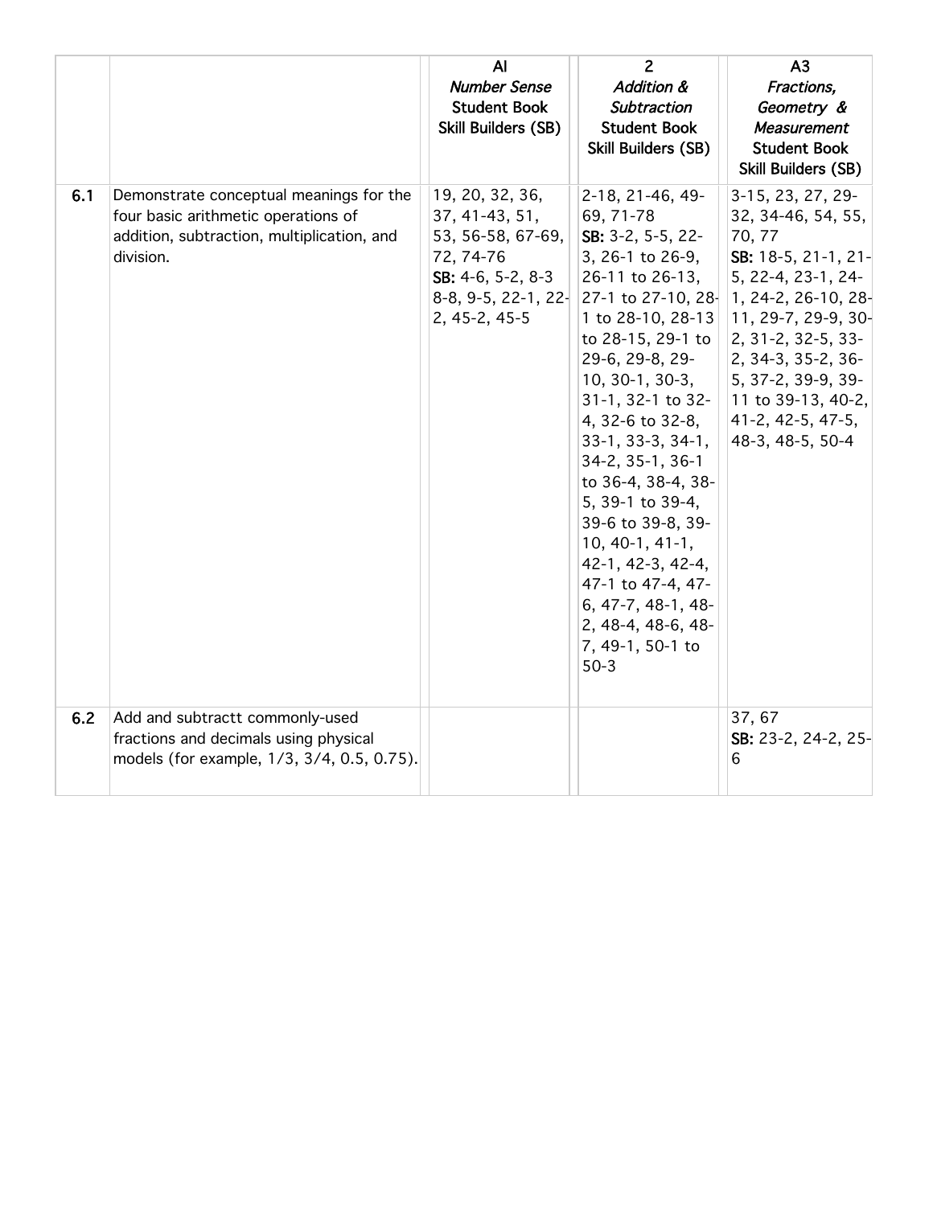| | | AI *Number Sense* Student Book Skill Builders (SB) | 2 *Addition & Subtraction* Student Book Skill Builders (SB) | A3 *Fractions, Geometry & Measurement* Student Book Skill Builders (SB) |
|---|---|---|---|---|
| **6.1** | Demonstrate conceptual meanings for the four basic arithmetic operations of addition, subtraction, multiplication, and division. | 19, 20, 32, 36, 37, 41-43, 51, 53, 56-58, 67-69, 72, 74-76 **SB:** 4-6, 5-2, 8-3 8-8, 9-5, 22-1, 22-2, 45-2, 45-5 | 2-18, 21-46, 49-69, 71-78 **SB:** 3-2, 5-5, 22-3, 26-1 to 26-9, 26-11 to 26-13, 27-1 to 27-10, 28-1 to 28-10, 28-13 to 28-15, 29-1 to 29-6, 29-8, 29-10, 30-1, 30-3, 31-1, 32-1 to 32-4, 32-6 to 32-8, 33-1, 33-3, 34-1, 34-2, 35-1, 36-1 to 36-4, 38-4, 38-5, 39-1 to 39-4, 39-6 to 39-8, 39-10, 40-1, 41-1, 42-1, 42-3, 42-4, 47-1 to 47-4, 47-6, 47-7, 48-1, 48-2, 48-4, 48-6, 48-7, 49-1, 50-1 to 50-3 | 3-15, 23, 27, 29-32, 34-46, 54, 55, 70, 77 **SB:** 18-5, 21-1, 21-5, 22-4, 23-1, 24-1, 24-2, 26-10, 28-11, 29-7, 29-9, 30-2, 31-2, 32-5, 33-2, 34-3, 35-2, 36-5, 37-2, 39-9, 39-11 to 39-13, 40-2, 41-2, 42-5, 47-5, 48-3, 48-5, 50-4 |
| **6.2** | Add and subtractt commonly-used fractions and decimals using physical models (for example, 1/3, 3/4, 0.5, 0.75). | | | 37, 67 **SB:** 23-2, 24-2, 25-6 |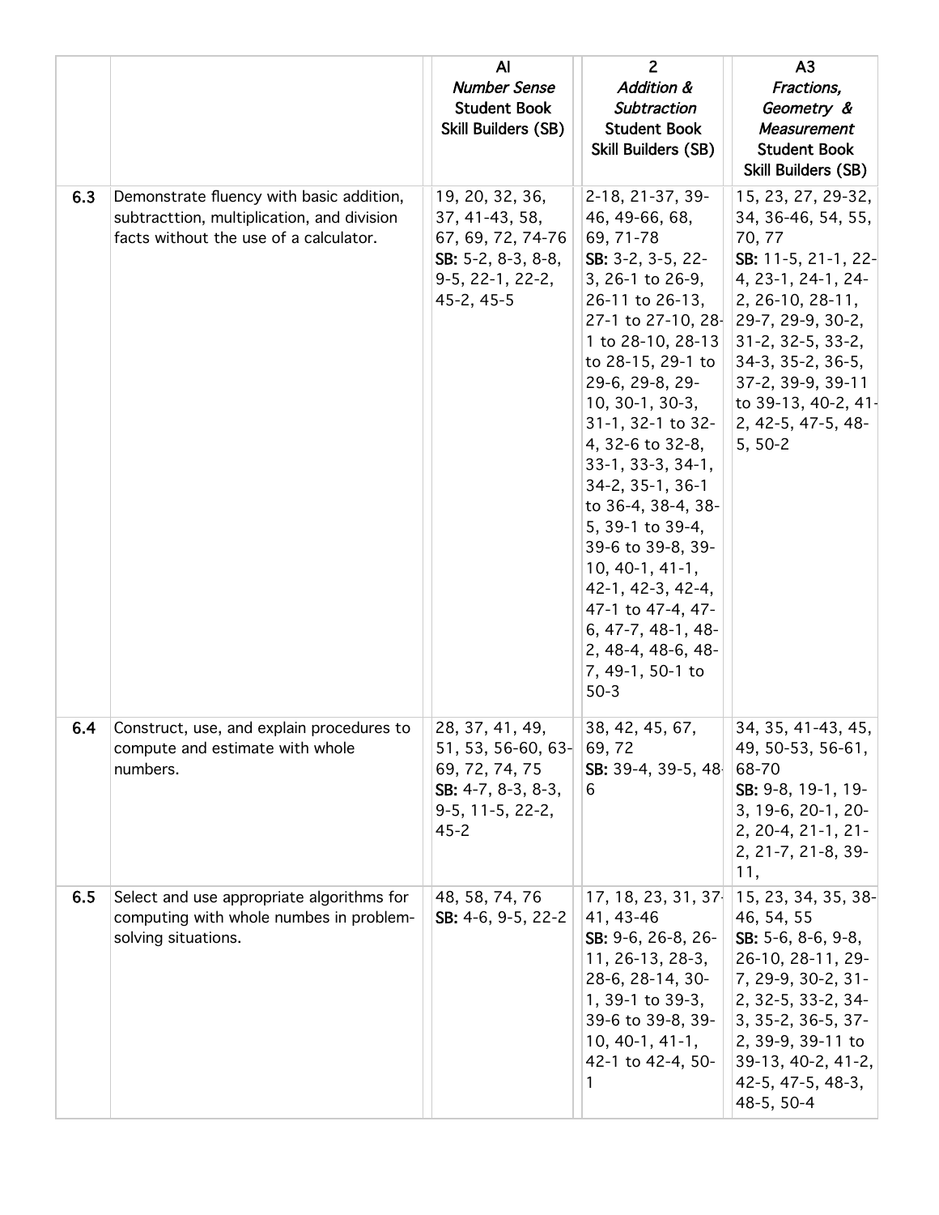| | | AI *Number Sense* Student Book Skill Builders (SB) | 2 *Addition & Subtraction* Student Book Skill Builders (SB) | A3 *Fractions, Geometry & Measurement* Student Book Skill Builders (SB) |
|---|---|---|---|---|
| **6.3** | Demonstrate fluency with basic addition, subtracttion, multiplication, and division facts without the use of a calculator. | 19, 20, 32, 36, 37, 41-43, 58, 67, 69, 72, 74-76 **SB:** 5-2, 8-3, 8-8, 9-5, 22-1, 22-2, 45-2, 45-5 | 2-18, 21-37, 39-46, 49-66, 68, 69, 71-78 **SB:** 3-2, 3-5, 22-3, 26-1 to 26-9, 26-11 to 26-13, 27-1 to 27-10, 28-1 to 28-10, 28-13 to 28-15, 29-1 to 29-6, 29-8, 29-10, 30-1, 30-3, 31-1, 32-1 to 32-4, 32-6 to 32-8, 33-1, 33-3, 34-1, 34-2, 35-1, 36-1 to 36-4, 38-4, 38-5, 39-1 to 39-4, 39-6 to 39-8, 39-10, 40-1, 41-1, 42-1, 42-3, 42-4, 47-1 to 47-4, 47-6, 47-7, 48-1, 48-2, 48-4, 48-6, 48-7, 49-1, 50-1 to 50-3 | 15, 23, 27, 29-32, 34, 36-46, 54, 55, 70, 77 **SB:** 11-5, 21-1, 22-4, 23-1, 24-1, 24-2, 26-10, 28-11, 29-7, 29-9, 30-2, 31-2, 32-5, 33-2, 34-3, 35-2, 36-5, 37-2, 39-9, 39-11 to 39-13, 40-2, 41-2, 42-5, 47-5, 48-5, 50-2 |
| **6.4** | Construct, use, and explain procedures to compute and estimate with whole numbers. | 28, 37, 41, 49, 51, 53, 56-60, 63-69, 72, 74, 75 **SB:** 4-7, 8-3, 8-3, 9-5, 11-5, 22-2, 45-2 | 38, 42, 45, 67, 69, 72 **SB:** 39-4, 39-5, 48-6 | 34, 35, 41-43, 45, 49, 50-53, 56-61, 68-70 **SB:** 9-8, 19-1, 19-3, 19-6, 20-1, 20-2, 20-4, 21-1, 21-2, 21-7, 21-8, 39-11, |
| **6.5** | Select and use appropriate algorithms for computing with whole numbes in problem-solving situations. | 48, 58, 74, 76 **SB:** 4-6, 9-5, 22-2 | 17, 18, 23, 31, 37-41, 43-46 **SB:** 9-6, 26-8, 26-11, 26-13, 28-3, 28-6, 28-14, 30-1, 39-1 to 39-3, 39-6 to 39-8, 39-10, 40-1, 41-1, 42-1 to 42-4, 50-1 | 15, 23, 34, 35, 38-46, 54, 55 **SB:** 5-6, 8-6, 9-8, 26-10, 28-11, 29-7, 29-9, 30-2, 31-2, 32-5, 33-2, 34-3, 35-2, 36-5, 37-2, 39-9, 39-11 to 39-13, 40-2, 41-2, 42-5, 47-5, 48-3, 48-5, 50-4 |